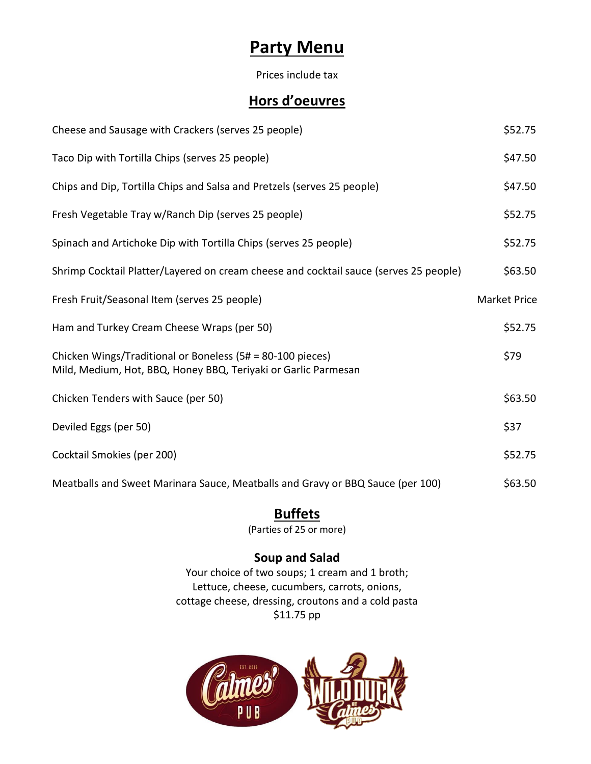# Party Menu

Prices include tax

## Hors d'oeuvres

| Item | Price |
| --- | --- |
| Cheese and Sausage with Crackers (serves 25 people) | $52.75 |
| Taco Dip with Tortilla Chips (serves 25 people) | $47.50 |
| Chips and Dip, Tortilla Chips and Salsa and Pretzels (serves 25 people) | $47.50 |
| Fresh Vegetable Tray w/Ranch Dip (serves 25 people) | $52.75 |
| Spinach and Artichoke Dip with Tortilla Chips (serves 25 people) | $52.75 |
| Shrimp Cocktail Platter/Layered on cream cheese and cocktail sauce (serves 25 people) | $63.50 |
| Fresh Fruit/Seasonal Item (serves 25 people) | Market Price |
| Ham and Turkey Cream Cheese Wraps (per 50) | $52.75 |
| Chicken Wings/Traditional or Boneless (5# = 80-100 pieces) Mild, Medium, Hot, BBQ, Honey BBQ, Teriyaki or Garlic Parmesan | $79 |
| Chicken Tenders with Sauce (per 50) | $63.50 |
| Deviled Eggs (per 50) | $37 |
| Cocktail Smokies (per 200) | $52.75 |
| Meatballs and Sweet Marinara Sauce, Meatballs and Gravy or BBQ Sauce (per 100) | $63.50 |

## Buffets

(Parties of 25 or more)

### Soup and Salad

Your choice of two soups; 1 cream and 1 broth;
Lettuce, cheese, cucumbers, carrots, onions,
cottage cheese, dressing, croutons and a cold pasta
$11.75 pp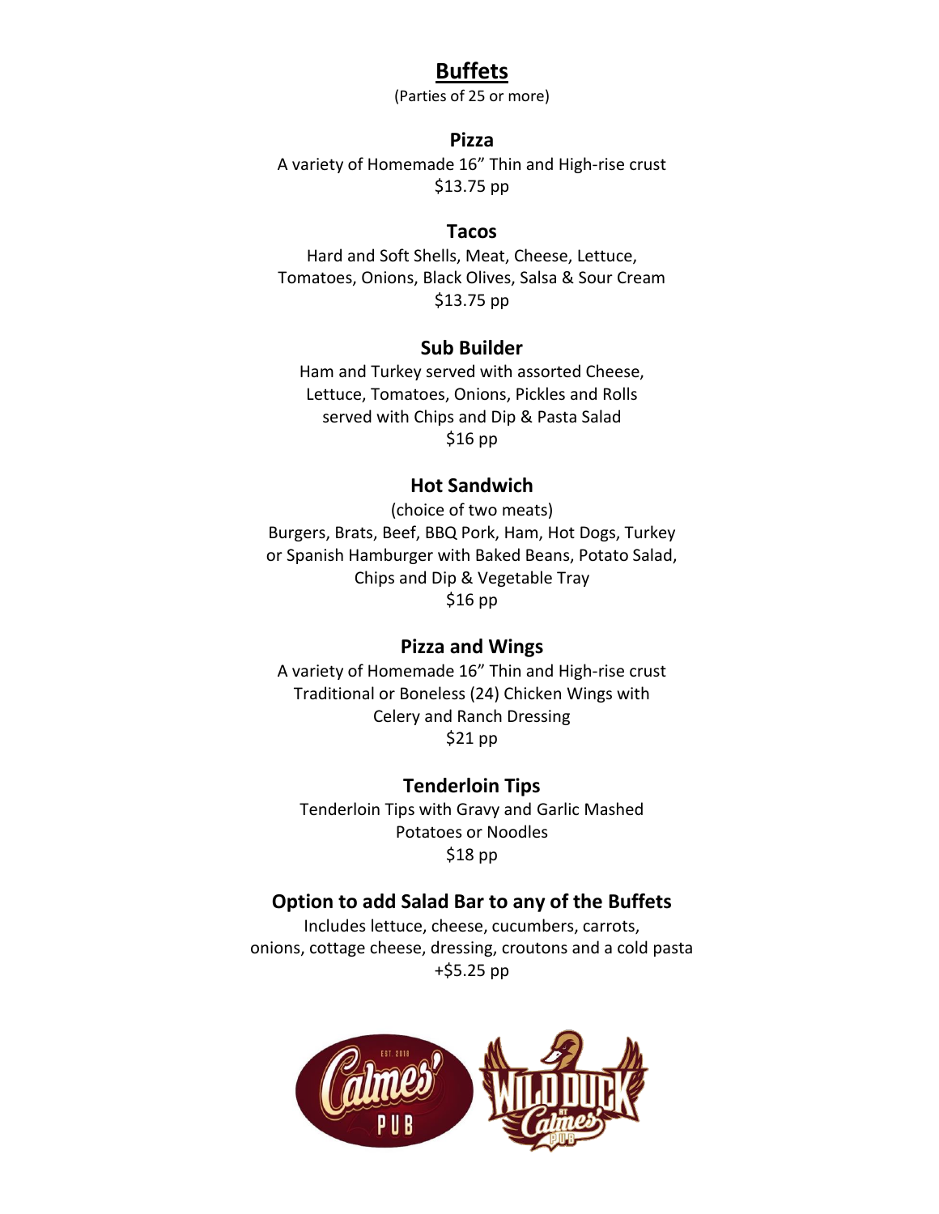# Buffets

(Parties of 25 or more)

### Pizza

A variety of Homemade 16" Thin and High-rise crust
$13.75 pp

### Tacos

Hard and Soft Shells, Meat, Cheese, Lettuce, Tomatoes, Onions, Black Olives, Salsa & Sour Cream
$13.75 pp

### Sub Builder

Ham and Turkey served with assorted Cheese, Lettuce, Tomatoes, Onions, Pickles and Rolls served with Chips and Dip & Pasta Salad
$16 pp

### Hot Sandwich

(choice of two meats)
Burgers, Brats, Beef, BBQ Pork, Ham, Hot Dogs, Turkey or Spanish Hamburger with Baked Beans, Potato Salad, Chips and Dip & Vegetable Tray
$16 pp

### Pizza and Wings

A variety of Homemade 16" Thin and High-rise crust
Traditional or Boneless (24) Chicken Wings with Celery and Ranch Dressing
$21 pp

### Tenderloin Tips

Tenderloin Tips with Gravy and Garlic Mashed Potatoes or Noodles
$18 pp

### Option to add Salad Bar to any of the Buffets

Includes lettuce, cheese, cucumbers, carrots, onions, cottage cheese, dressing, croutons and a cold pasta
+$5.25 pp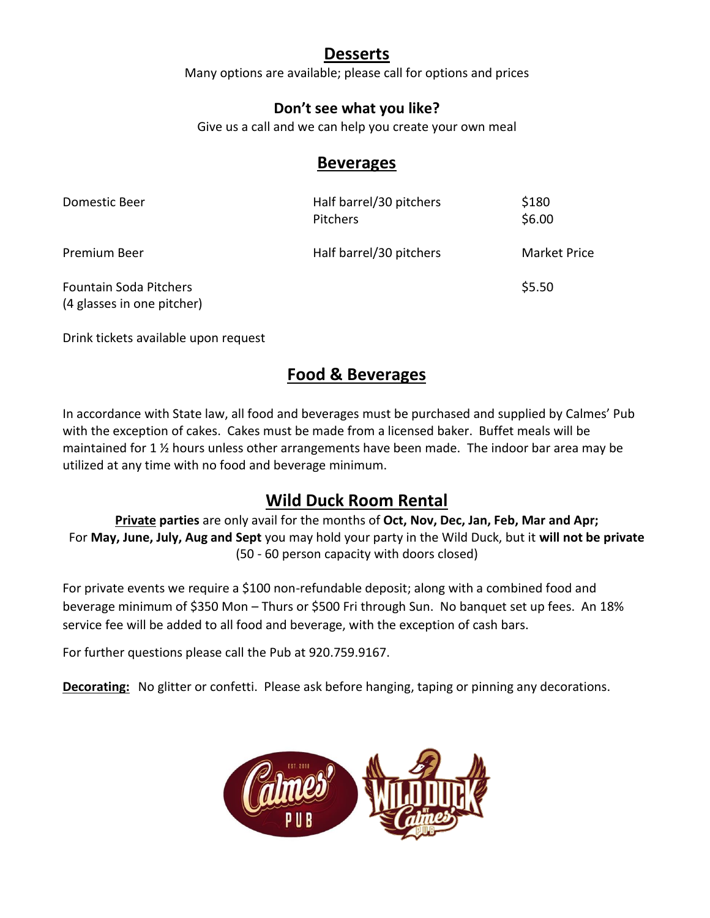## Desserts

Many options are available; please call for options and prices

### Don't see what you like?

Give us a call and we can help you create your own meal

## Beverages

| | | |
|---|---|---|
| Domestic Beer | Half barrel/30 pitchers | $180 |
| | Pitchers | $6.00 |
| Premium Beer | Half barrel/30 pitchers | Market Price |
| Fountain Soda Pitchers (4 glasses in one pitcher) | | $5.50 |

Drink tickets available upon request

## Food & Beverages

In accordance with State law, all food and beverages must be purchased and supplied by Calmes' Pub with the exception of cakes. Cakes must be made from a licensed baker. Buffet meals will be maintained for 1 ½ hours unless other arrangements have been made. The indoor bar area may be utilized at any time with no food and beverage minimum.

## Wild Duck Room Rental

**Private parties** are only avail for the months of **Oct, Nov, Dec, Jan, Feb, Mar and Apr;** For **May, June, July, Aug and Sept** you may hold your party in the Wild Duck, but it **will not be private** (50 - 60 person capacity with doors closed)

For private events we require a $100 non-refundable deposit; along with a combined food and beverage minimum of $350 Mon – Thurs or $500 Fri through Sun. No banquet set up fees. An 18% service fee will be added to all food and beverage, with the exception of cash bars.

For further questions please call the Pub at 920.759.9167.

**Decorating:** No glitter or confetti. Please ask before hanging, taping or pinning any decorations.